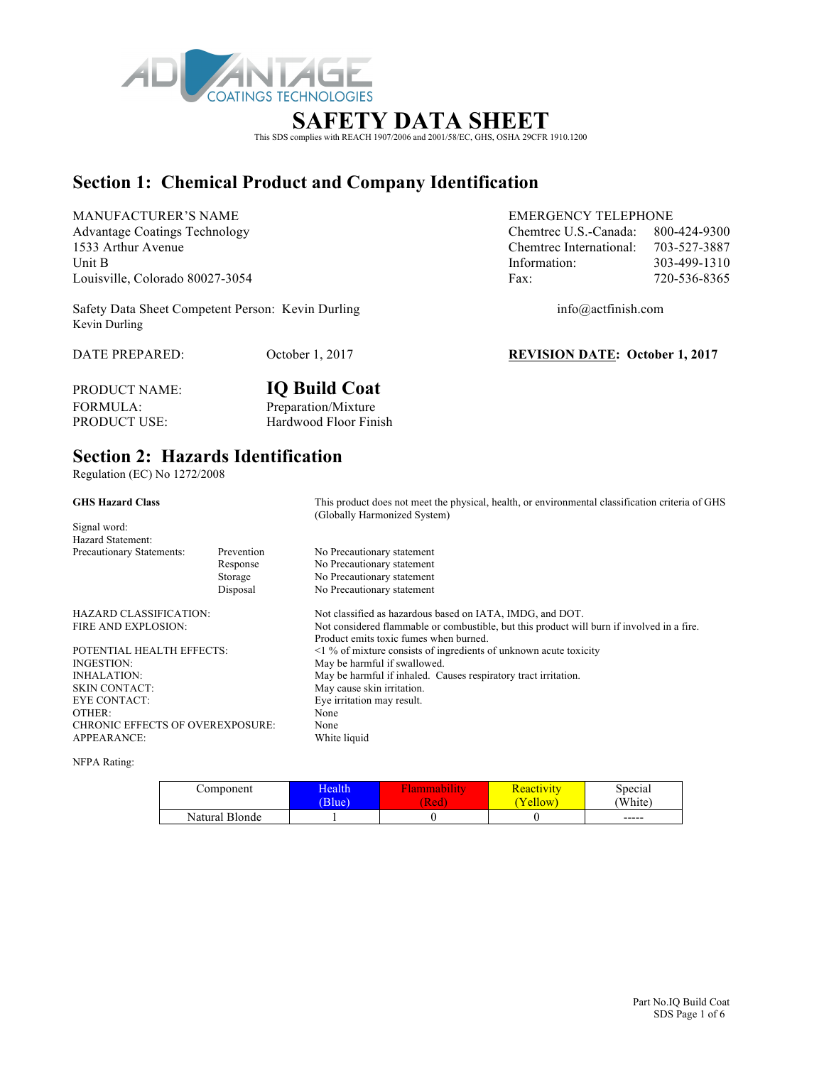# SAFETY DATA SHEET

This SDS complies with REACH 1907/2006 and 2001/58/EC, GHS, OSHA 29CFR 1910.1200

## Section 1: Chemical Product and Company Identification

MANUFACTURER'S NAME
Advantage Coatings Technology
1533 Arthur Avenue
Unit B
Louisville, Colorado 80027-3054

EMERGENCY TELEPHONE

| | |
|---|---|
| Chemtrec U.S.-Canada: | 800-424-9300 |
| Chemtrec International: | 703-527-3887 |
| Information: | 303-499-1310 |
| Fax: | 720-536-8365 |

Safety Data Sheet Competent Person: Kevin Durling
Kevin Durling

info@actfinish.com

DATE PREPARED: October 1, 2017

**REVISION DATE: October 1, 2017**

PRODUCT NAME: **IQ Build Coat**
FORMULA: Preparation/Mixture
PRODUCT USE: Hardwood Floor Finish

## Section 2: Hazards Identification

Regulation (EC) No 1272/2008

**GHS Hazard Class** — This product does not meet the physical, health, or environmental classification criteria of GHS (Globally Harmonized System)

Signal word:
Hazard Statement:

| Precautionary Statements: | | |
|---|---|---|
| | Prevention | No Precautionary statement |
| | Response | No Precautionary statement |
| | Storage | No Precautionary statement |
| | Disposal | No Precautionary statement |

| | |
|---|---|
| HAZARD CLASSIFICATION: | Not classified as hazardous based on IATA, IMDG, and DOT. |
| FIRE AND EXPLOSION: | Not considered flammable or combustible, but this product will burn if involved in a fire. Product emits toxic fumes when burned. |
| POTENTIAL HEALTH EFFECTS: | <1 % of mixture consists of ingredients of unknown acute toxicity |
| INGESTION: | May be harmful if swallowed. |
| INHALATION: | May be harmful if inhaled. Causes respiratory tract irritation. |
| SKIN CONTACT: | May cause skin irritation. |
| EYE CONTACT: | Eye irritation may result. |
| OTHER: | None |
| CHRONIC EFFECTS OF OVEREXPOSURE: | None |
| APPEARANCE: | White liquid |

NFPA Rating:

| Component | Health (Blue) | Flammability (Red) | Reactivity (Yellow) | Special (White) |
|---|---|---|---|---|
| Natural Blonde | 1 | 0 | 0 | ----- |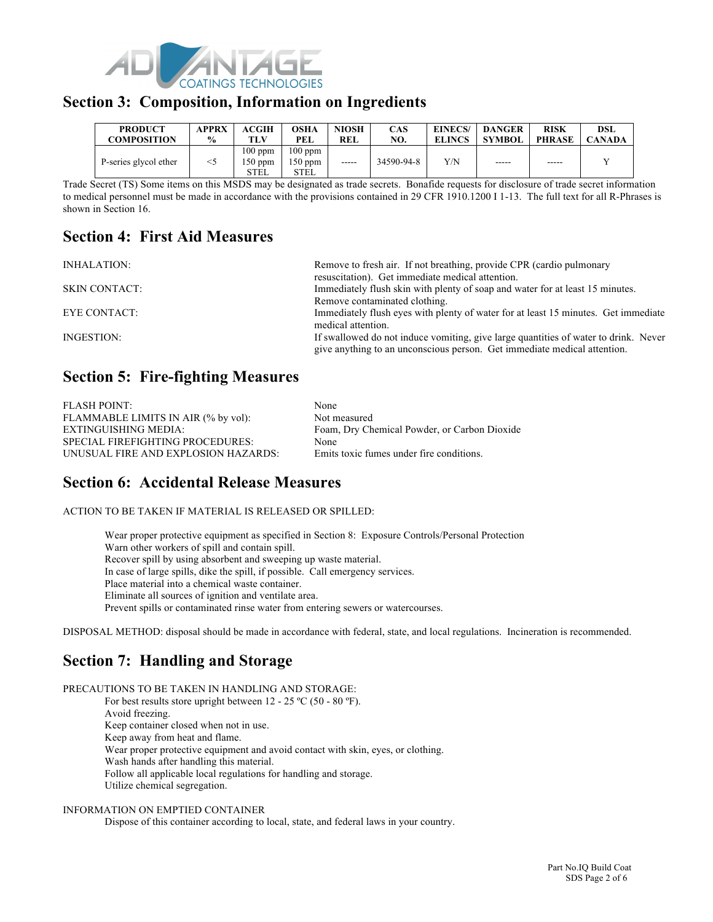## Section 3: Composition, Information on Ingredients

| PRODUCT COMPOSITION | APPRX % | ACGIH TLV | OSHA PEL | NIOSH REL | CAS NO. | EINECS/ ELINCS | DANGER SYMBOL | RISK PHRASE | DSL CANADA |
|---|---|---|---|---|---|---|---|---|---|
| P-series glycol ether | <5 | 100 ppm 150 ppm STEL | 100 ppm 150 ppm STEL | ----- | 34590-94-8 | Y/N | ----- | ----- | Y |

Trade Secret (TS) Some items on this MSDS may be designated as trade secrets. Bonafide requests for disclosure of trade secret information to medical personnel must be made in accordance with the provisions contained in 29 CFR 1910.1200 I 1-13. The full text for all R-Phrases is shown in Section 16.

## Section 4: First Aid Measures

INHALATION: Remove to fresh air. If not breathing, provide CPR (cardio pulmonary resuscitation). Get immediate medical attention.

SKIN CONTACT: Immediately flush skin with plenty of soap and water for at least 15 minutes. Remove contaminated clothing.

EYE CONTACT: Immediately flush eyes with plenty of water for at least 15 minutes. Get immediate medical attention.

INGESTION: If swallowed do not induce vomiting, give large quantities of water to drink. Never give anything to an unconscious person. Get immediate medical attention.

## Section 5: Fire-fighting Measures

FLASH POINT: None
FLAMMABLE LIMITS IN AIR (% by vol): Not measured
EXTINGUISHING MEDIA: Foam, Dry Chemical Powder, or Carbon Dioxide
SPECIAL FIREFIGHTING PROCEDURES: None
UNUSUAL FIRE AND EXPLOSION HAZARDS: Emits toxic fumes under fire conditions.

## Section 6: Accidental Release Measures

ACTION TO BE TAKEN IF MATERIAL IS RELEASED OR SPILLED:

Wear proper protective equipment as specified in Section 8: Exposure Controls/Personal Protection
Warn other workers of spill and contain spill.
Recover spill by using absorbent and sweeping up waste material.
In case of large spills, dike the spill, if possible. Call emergency services.
Place material into a chemical waste container.
Eliminate all sources of ignition and ventilate area.
Prevent spills or contaminated rinse water from entering sewers or watercourses.

DISPOSAL METHOD: disposal should be made in accordance with federal, state, and local regulations. Incineration is recommended.

## Section 7: Handling and Storage

PRECAUTIONS TO BE TAKEN IN HANDLING AND STORAGE:

For best results store upright between 12 - 25 ºC (50 - 80 ºF).
Avoid freezing.
Keep container closed when not in use.
Keep away from heat and flame.
Wear proper protective equipment and avoid contact with skin, eyes, or clothing.
Wash hands after handling this material.
Follow all applicable local regulations for handling and storage.
Utilize chemical segregation.

INFORMATION ON EMPTIED CONTAINER

Dispose of this container according to local, state, and federal laws in your country.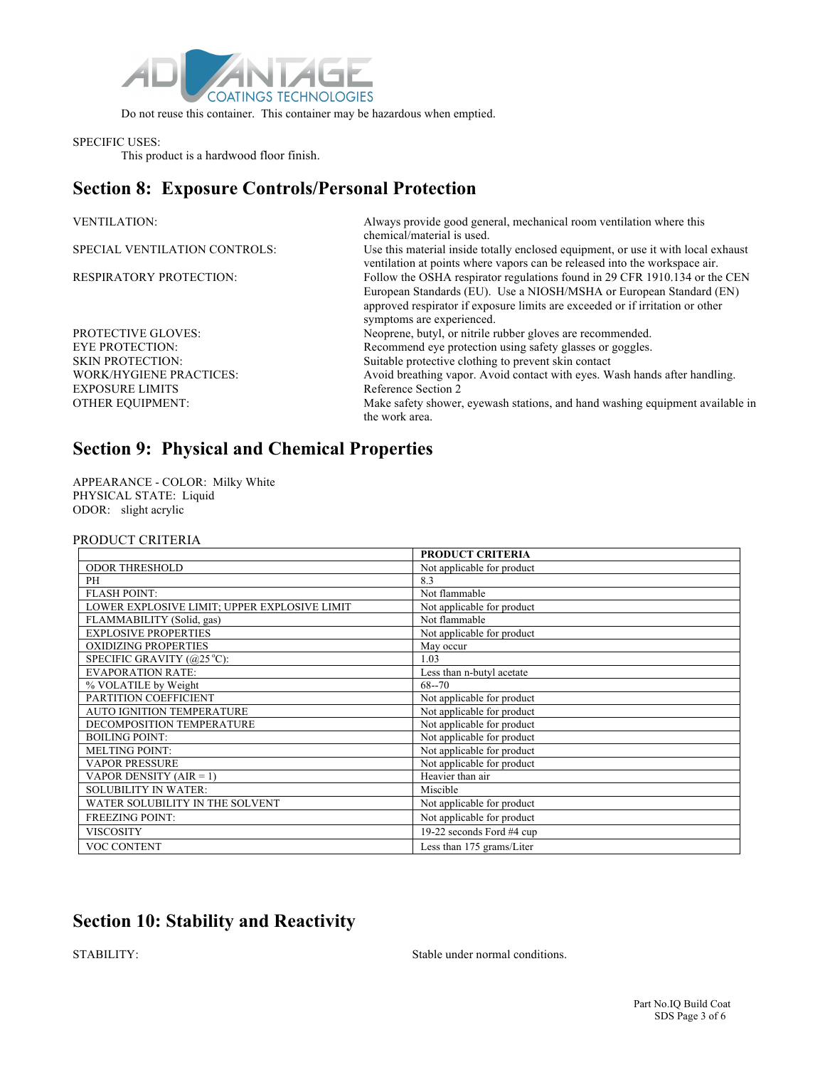Do not reuse this container. This container may be hazardous when emptied.

SPECIFIC USES:

This product is a hardwood floor finish.

## Section 8: Exposure Controls/Personal Protection

VENTILATION: Always provide good general, mechanical room ventilation where this chemical/material is used.

SPECIAL VENTILATION CONTROLS: Use this material inside totally enclosed equipment, or use it with local exhaust ventilation at points where vapors can be released into the workspace air.

RESPIRATORY PROTECTION: Follow the OSHA respirator regulations found in 29 CFR 1910.134 or the CEN European Standards (EU). Use a NIOSH/MSHA or European Standard (EN) approved respirator if exposure limits are exceeded or if irritation or other symptoms are experienced.

PROTECTIVE GLOVES: Neoprene, butyl, or nitrile rubber gloves are recommended.

EYE PROTECTION: Recommend eye protection using safety glasses or goggles.

SKIN PROTECTION: Suitable protective clothing to prevent skin contact

WORK/HYGIENE PRACTICES: Avoid breathing vapor. Avoid contact with eyes. Wash hands after handling.

EXPOSURE LIMITS Reference Section 2

OTHER EQUIPMENT: Make safety shower, eyewash stations, and hand washing equipment available in the work area.

## Section 9: Physical and Chemical Properties

APPEARANCE - COLOR: Milky White
PHYSICAL STATE: Liquid
ODOR: slight acrylic

PRODUCT CRITERIA

| | PRODUCT CRITERIA |
|---|---|
| ODOR THRESHOLD | Not applicable for product |
| PH | 8.3 |
| FLASH POINT: | Not flammable |
| LOWER EXPLOSIVE LIMIT; UPPER EXPLOSIVE LIMIT | Not applicable for product |
| FLAMMABILITY (Solid, gas) | Not flammable |
| EXPLOSIVE PROPERTIES | Not applicable for product |
| OXIDIZING PROPERTIES | May occur |
| SPECIFIC GRAVITY (@25°C): | 1.03 |
| EVAPORATION RATE: | Less than n-butyl acetate |
| % VOLATILE by Weight | 68--70 |
| PARTITION COEFFICIENT | Not applicable for product |
| AUTO IGNITION TEMPERATURE | Not applicable for product |
| DECOMPOSITION TEMPERATURE | Not applicable for product |
| BOILING POINT: | Not applicable for product |
| MELTING POINT: | Not applicable for product |
| VAPOR PRESSURE | Not applicable for product |
| VAPOR DENSITY (AIR = 1) | Heavier than air |
| SOLUBILITY IN WATER: | Miscible |
| WATER SOLUBILITY IN THE SOLVENT | Not applicable for product |
| FREEZING POINT: | Not applicable for product |
| VISCOSITY | 19-22 seconds Ford #4 cup |
| VOC CONTENT | Less than 175 grams/Liter |

## Section 10: Stability and Reactivity

STABILITY: Stable under normal conditions.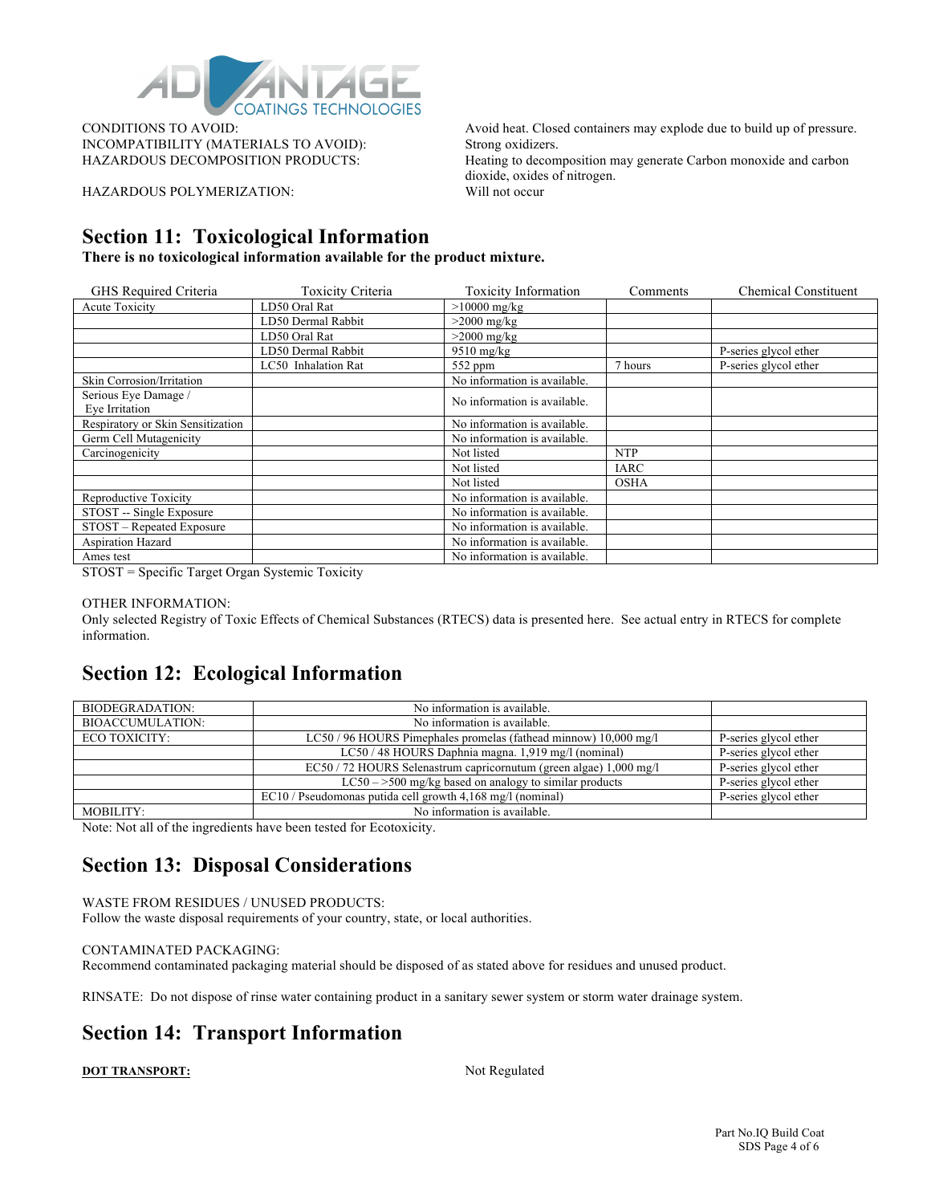| | |
|---|---|
| CONDITIONS TO AVOID: | Avoid heat. Closed containers may explode due to build up of pressure. |
| INCOMPATIBILITY (MATERIALS TO AVOID): | Strong oxidizers. |
| HAZARDOUS DECOMPOSITION PRODUCTS: | Heating to decomposition may generate Carbon monoxide and carbon dioxide, oxides of nitrogen. |
| HAZARDOUS POLYMERIZATION: | Will not occur |

## Section 11: Toxicological Information

**There is no toxicological information available for the product mixture.**

| GHS Required Criteria | Toxicity Criteria | Toxicity Information | Comments | Chemical Constituent |
|---|---|---|---|---|
| Acute Toxicity | LD50 Oral Rat | >10000 mg/kg | | |
| | LD50 Dermal Rabbit | >2000 mg/kg | | |
| | LD50 Oral Rat | >2000 mg/kg | | |
| | LD50 Dermal Rabbit | 9510 mg/kg | | P-series glycol ether |
| | LC50 Inhalation Rat | 552 ppm | 7 hours | P-series glycol ether |
| Skin Corrosion/Irritation | | No information is available. | | |
| Serious Eye Damage / Eye Irritation | | No information is available. | | |
| Respiratory or Skin Sensitization | | No information is available. | | |
| Germ Cell Mutagenicity | | No information is available. | | |
| Carcinogenicity | | Not listed | NTP | |
| | | Not listed | IARC | |
| | | Not listed | OSHA | |
| Reproductive Toxicity | | No information is available. | | |
| STOST -- Single Exposure | | No information is available. | | |
| STOST – Repeated Exposure | | No information is available. | | |
| Aspiration Hazard | | No information is available. | | |
| Ames test | | No information is available. | | |

STOST = Specific Target Organ Systemic Toxicity

OTHER INFORMATION:
Only selected Registry of Toxic Effects of Chemical Substances (RTECS) data is presented here. See actual entry in RTECS for complete information.

## Section 12: Ecological Information

| | | |
|---|---|---|
| BIODEGRADATION: | No information is available. | |
| BIOACCUMULATION: | No information is available. | |
| ECO TOXICITY: | LC50 / 96 HOURS Pimephales promelas (fathead minnow) 10,000 mg/l | P-series glycol ether |
| | LC50 / 48 HOURS Daphnia magna. 1,919 mg/l (nominal) | P-series glycol ether |
| | EC50 / 72 HOURS Selenastrum capricornutum (green algae) 1,000 mg/l | P-series glycol ether |
| | LC50 – >500 mg/kg based on analogy to similar products | P-series glycol ether |
| | EC10 / Pseudomonas putida cell growth 4,168 mg/l (nominal) | P-series glycol ether |
| MOBILITY: | No information is available. | |

Note: Not all of the ingredients have been tested for Ecotoxicity.

## Section 13: Disposal Considerations

WASTE FROM RESIDUES / UNUSED PRODUCTS:
Follow the waste disposal requirements of your country, state, or local authorities.

CONTAMINATED PACKAGING:
Recommend contaminated packaging material should be disposed of as stated above for residues and unused product.

RINSATE: Do not dispose of rinse water containing product in a sanitary sewer system or storm water drainage system.

## Section 14: Transport Information

**DOT TRANSPORT:** Not Regulated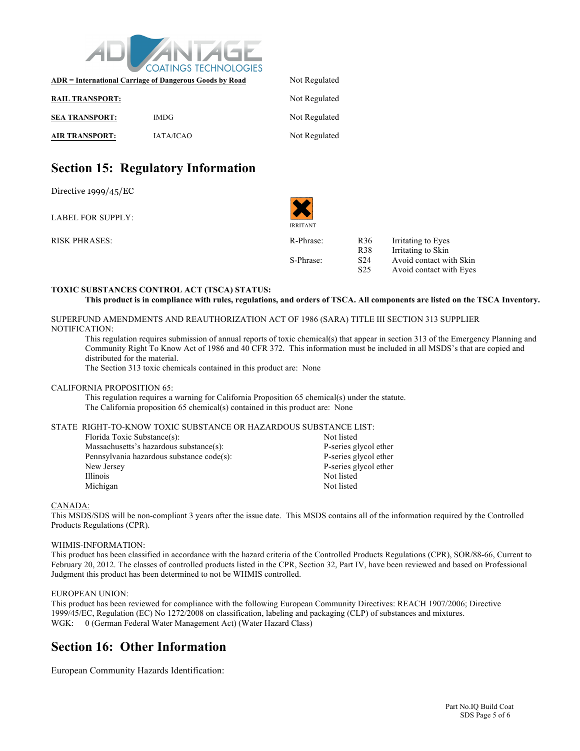| | | |
|---|---|---|
| **ADR = International Carriage of Dangerous Goods by Road** | | Not Regulated |
| **RAIL TRANSPORT:** | | Not Regulated |
| **SEA TRANSPORT:** | IMDG | Not Regulated |
| **AIR TRANSPORT:** | IATA/ICAO | Not Regulated |

## Section 15: Regulatory Information

Directive 1999/45/EC

LABEL FOR SUPPLY: IRRITANT

RISK PHRASES:

| | | |
|---|---|---|
| R-Phrase: | R36 | Irritating to Eyes |
| | R38 | Irritating to Skin |
| S-Phrase: | S24 | Avoid contact with Skin |
| | S25 | Avoid contact with Eyes |

**TOXIC SUBSTANCES CONTROL ACT (TSCA) STATUS:**

**This product is in compliance with rules, regulations, and orders of TSCA. All components are listed on the TSCA Inventory.**

SUPERFUND AMENDMENTS AND REAUTHORIZATION ACT OF 1986 (SARA) TITLE III SECTION 313 SUPPLIER NOTIFICATION:

This regulation requires submission of annual reports of toxic chemical(s) that appear in section 313 of the Emergency Planning and Community Right To Know Act of 1986 and 40 CFR 372. This information must be included in all MSDS's that are copied and distributed for the material.

The Section 313 toxic chemicals contained in this product are: None

CALIFORNIA PROPOSITION 65:

This regulation requires a warning for California Proposition 65 chemical(s) under the statute.

The California proposition 65 chemical(s) contained in this product are: None

STATE RIGHT-TO-KNOW TOXIC SUBSTANCE OR HAZARDOUS SUBSTANCE LIST:

| | |
|---|---|
| Florida Toxic Substance(s): | Not listed |
| Massachusetts's hazardous substance(s): | P-series glycol ether |
| Pennsylvania hazardous substance code(s): | P-series glycol ether |
| New Jersey | P-series glycol ether |
| Illinois | Not listed |
| Michigan | Not listed |

CANADA:

This MSDS/SDS will be non-compliant 3 years after the issue date. This MSDS contains all of the information required by the Controlled Products Regulations (CPR).

WHMIS-INFORMATION:

This product has been classified in accordance with the hazard criteria of the Controlled Products Regulations (CPR), SOR/88-66, Current to February 20, 2012. The classes of controlled products listed in the CPR, Section 32, Part IV, have been reviewed and based on Professional Judgment this product has been determined to not be WHMIS controlled.

EUROPEAN UNION:

This product has been reviewed for compliance with the following European Community Directives: REACH 1907/2006; Directive 1999/45/EC, Regulation (EC) No 1272/2008 on classification, labeling and packaging (CLP) of substances and mixtures.

WGK: 0 (German Federal Water Management Act) (Water Hazard Class)

## Section 16: Other Information

European Community Hazards Identification: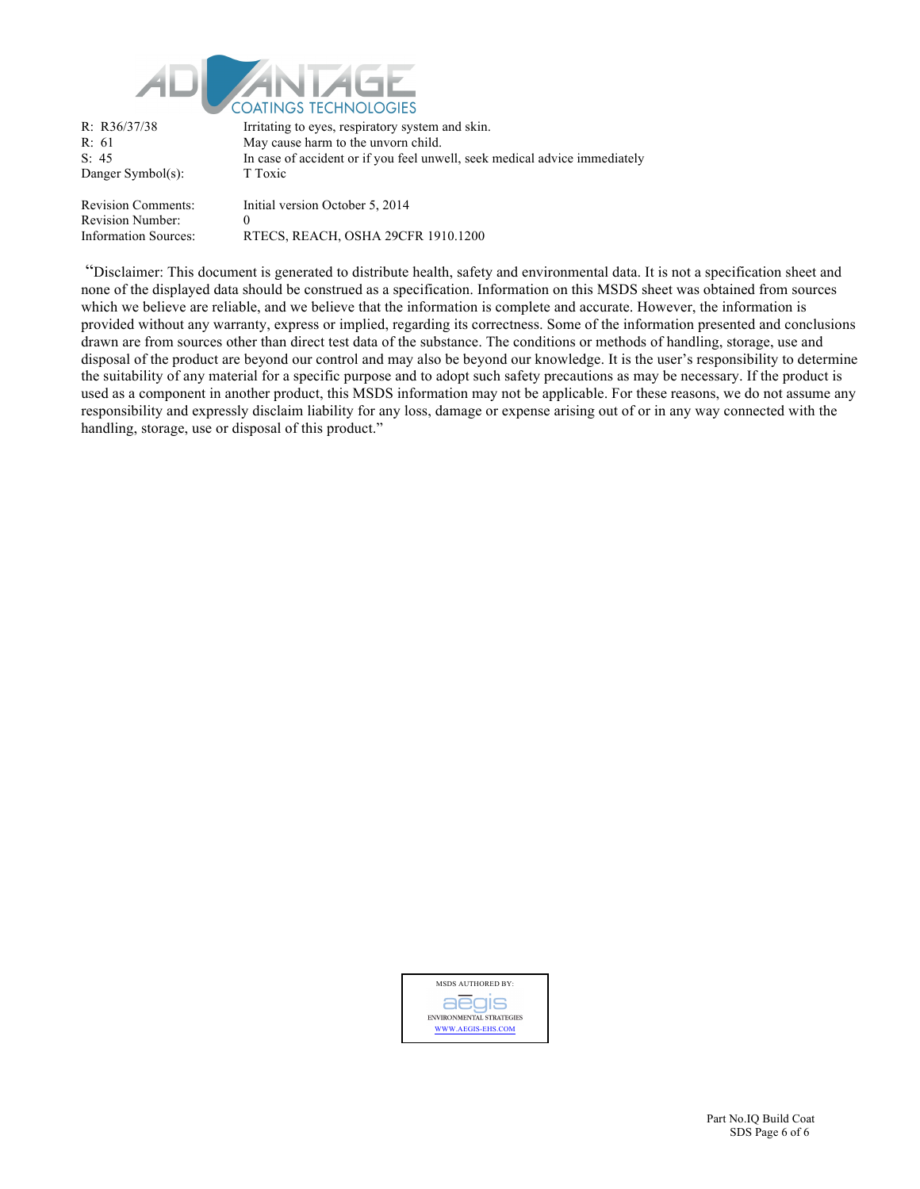| | |
|---|---|
| R: R36/37/38 | Irritating to eyes, respiratory system and skin. |
| R: 61 | May cause harm to the unvorn child. |
| S: 45 | In case of accident or if you feel unwell, seek medical advice immediately |
| Danger Symbol(s): | T Toxic |

| | |
|---|---|
| Revision Comments: | Initial version October 5, 2014 |
| Revision Number: | 0 |
| Information Sources: | RTECS, REACH, OSHA 29CFR 1910.1200 |

"Disclaimer: This document is generated to distribute health, safety and environmental data. It is not a specification sheet and none of the displayed data should be construed as a specification. Information on this MSDS sheet was obtained from sources which we believe are reliable, and we believe that the information is complete and accurate. However, the information is provided without any warranty, express or implied, regarding its correctness. Some of the information presented and conclusions drawn are from sources other than direct test data of the substance. The conditions or methods of handling, storage, use and disposal of the product are beyond our control and may also be beyond our knowledge. It is the user's responsibility to determine the suitability of any material for a specific purpose and to adopt such safety precautions as may be necessary. If the product is used as a component in another product, this MSDS information may not be applicable. For these reasons, we do not assume any responsibility and expressly disclaim liability for any loss, damage or expense arising out of or in any way connected with the handling, storage, use or disposal of this product."

MSDS AUTHORED BY:
aegis
ENVIRONMENTAL STRATEGIES
WWW.AEGIS-EHS.COM

Part No.IQ Build Coat